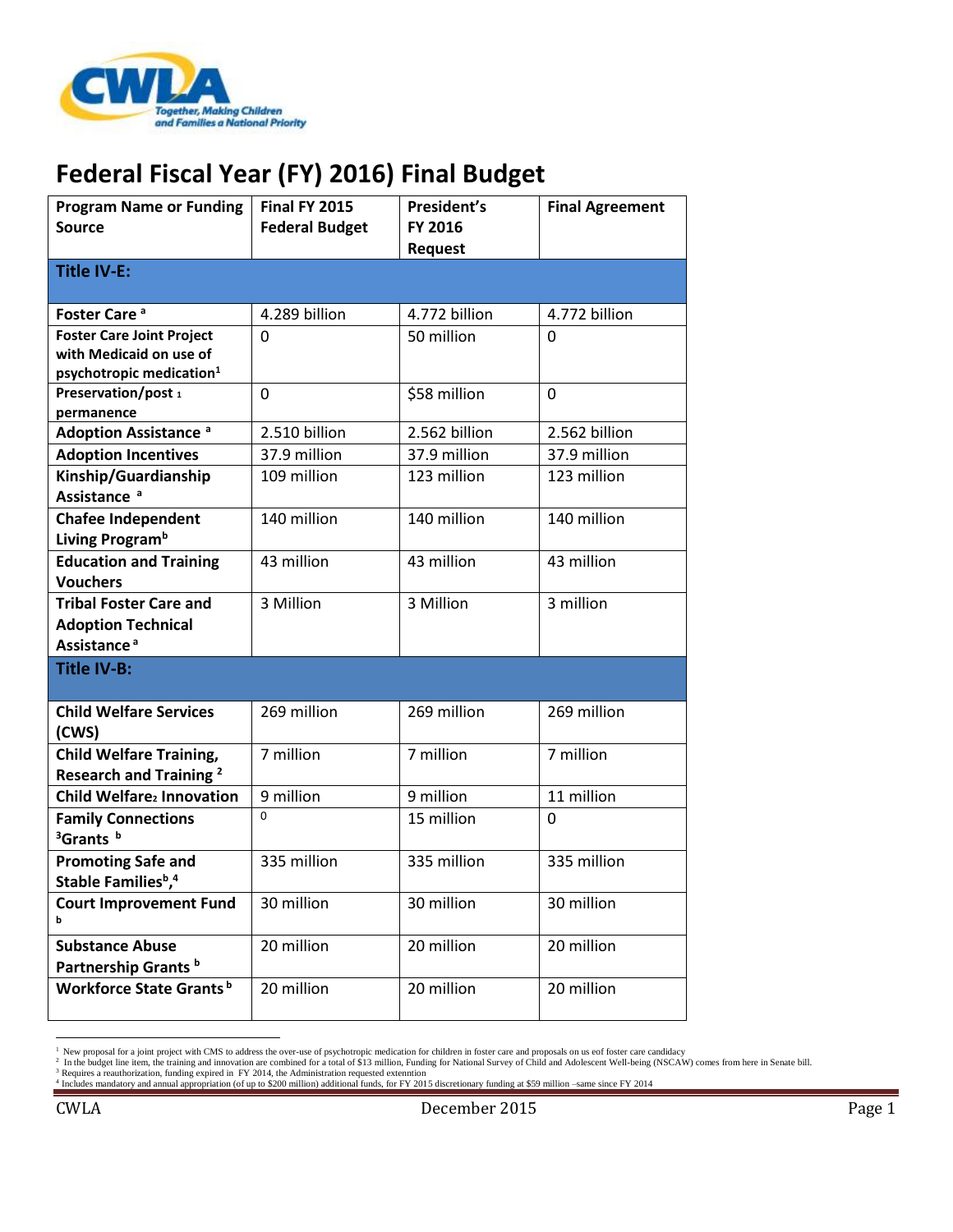# Federal Fiscal Year (FY) 2016) Final Budget

| Program Name or Funding Source | Final FY 2015 Federal Budget | President's FY 2016 Request | Final Agreement |
|---|---|---|---|
| **Title IV-E:** | | | |
| **Foster Care** [a] | 4.289 billion | 4.772 billion | 4.772 billion |
| **Foster Care Joint Project with Medicaid on use of psychotropic medication**[1] | 0 | 50 million | 0 |
| **Preservation/post** [1] **permanence** | 0 | $58 million | 0 |
| **Adoption Assistance** [a] | 2.510 billion | 2.562 billion | 2.562 billion |
| **Adoption Incentives** | 37.9 million | 37.9 million | 37.9 million |
| **Kinship/Guardianship Assistance** [a] | 109 million | 123 million | 123 million |
| **Chafee Independent Living Program**[b] | 140 million | 140 million | 140 million |
| **Education and Training Vouchers** | 43 million | 43 million | 43 million |
| **Tribal Foster Care and Adoption Technical Assistance** [a] | 3 Million | 3 Million | 3 million |
| **Title IV-B:** | | | |
| **Child Welfare Services (CWS)** | 269 million | 269 million | 269 million |
| **Child Welfare Training, Research and Training** [2] | 7 million | 7 million | 7 million |
| **Child Welfare**[2] **Innovation** | 9 million | 9 million | 11 million |
| **Family Connections** [3]**Grants** [b] | 0 | 15 million | 0 |
| **Promoting Safe and Stable Families**[b],[4] | 335 million | 335 million | 335 million |
| **Court Improvement Fund** [b] | 30 million | 30 million | 30 million |
| **Substance Abuse Partnership Grants** [b] | 20 million | 20 million | 20 million |
| **Workforce State Grants** [b] | 20 million | 20 million | 20 million |

[1] New proposal for a joint project with CMS to address the over-use of psychotropic medication for children in foster care and proposals on us eof foster care candidacy

[2] In the budget line item, the training and innovation are combined for a total of $13 million, Funding for National Survey of Child and Adolescent Well-being (NSCAW) comes from here in Senate bill.

[3] Requires a reauthorization, funding expired in FY 2014, the Administration requested extenntion

[4] Includes mandatory and annual appropriation (of up to $200 million) additional funds, for FY 2015 discretionary funding at $59 million –same since FY 2014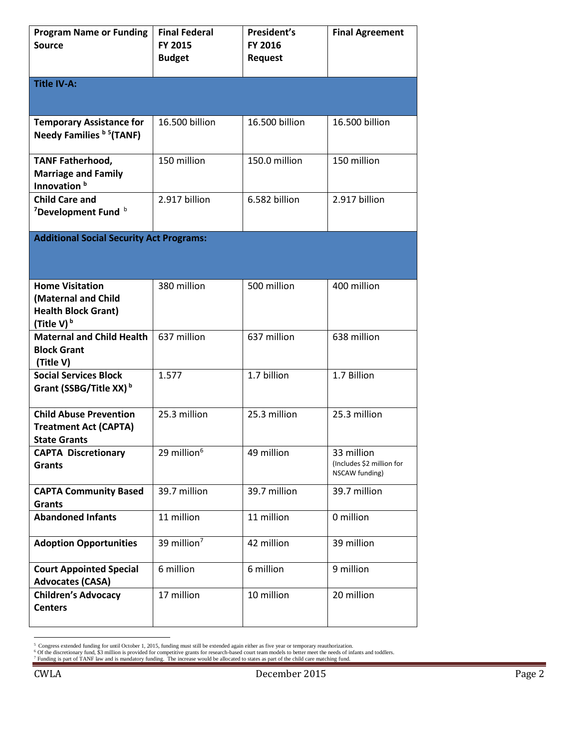| Program Name or Funding Source | Final Federal FY 2015 Budget | President's FY 2016 Request | Final Agreement |
|---|---|---|---|
| **Title IV-A:** | | | |
| **Temporary Assistance for Needy Families [b] [5](TANF)** | 16.500 billion | 16.500 billion | 16.500 billion |
| **TANF Fatherhood, Marriage and Family Innovation [b]** | 150 million | 150.0 million | 150 million |
| **Child Care and [7]Development Fund [b]** | 2.917 billion | 6.582 billion | 2.917 billion |
| **Additional Social Security Act Programs:** | | | |
| **Home Visitation (Maternal and Child Health Block Grant) (Title V) [b]** | 380 million | 500 million | 400 million |
| **Maternal and Child Health Block Grant (Title V)** | 637 million | 637 million | 638 million |
| **Social Services Block Grant (SSBG/Title XX) [b]** | 1.577 | 1.7 billion | 1.7 Billion |
| **Child Abuse Prevention Treatment Act (CAPTA) State Grants** | 25.3 million | 25.3 million | 25.3 million |
| **CAPTA Discretionary Grants** | 29 million[6] | 49 million | 33 million (Includes $2 million for NSCAW funding) |
| **CAPTA Community Based Grants** | 39.7 million | 39.7 million | 39.7 million |
| **Abandoned Infants** | 11 million | 11 million | 0 million |
| **Adoption Opportunities** | 39 million[7] | 42 million | 39 million |
| **Court Appointed Special Advocates (CASA)** | 6 million | 6 million | 9 million |
| **Children's Advocacy Centers** | 17 million | 10 million | 20 million |

[5] Congress extended funding for until October 1, 2015, funding must still be extended again either as five year or temporary reauthorization.
[6] Of the discretionary fund, $3 million is provided for competitive grants for research-based court team models to better meet the needs of infants and toddlers.
[7] Funding is part of TANF law and is mandatory funding. The increase would be allocated to states as part of the child care matching fund.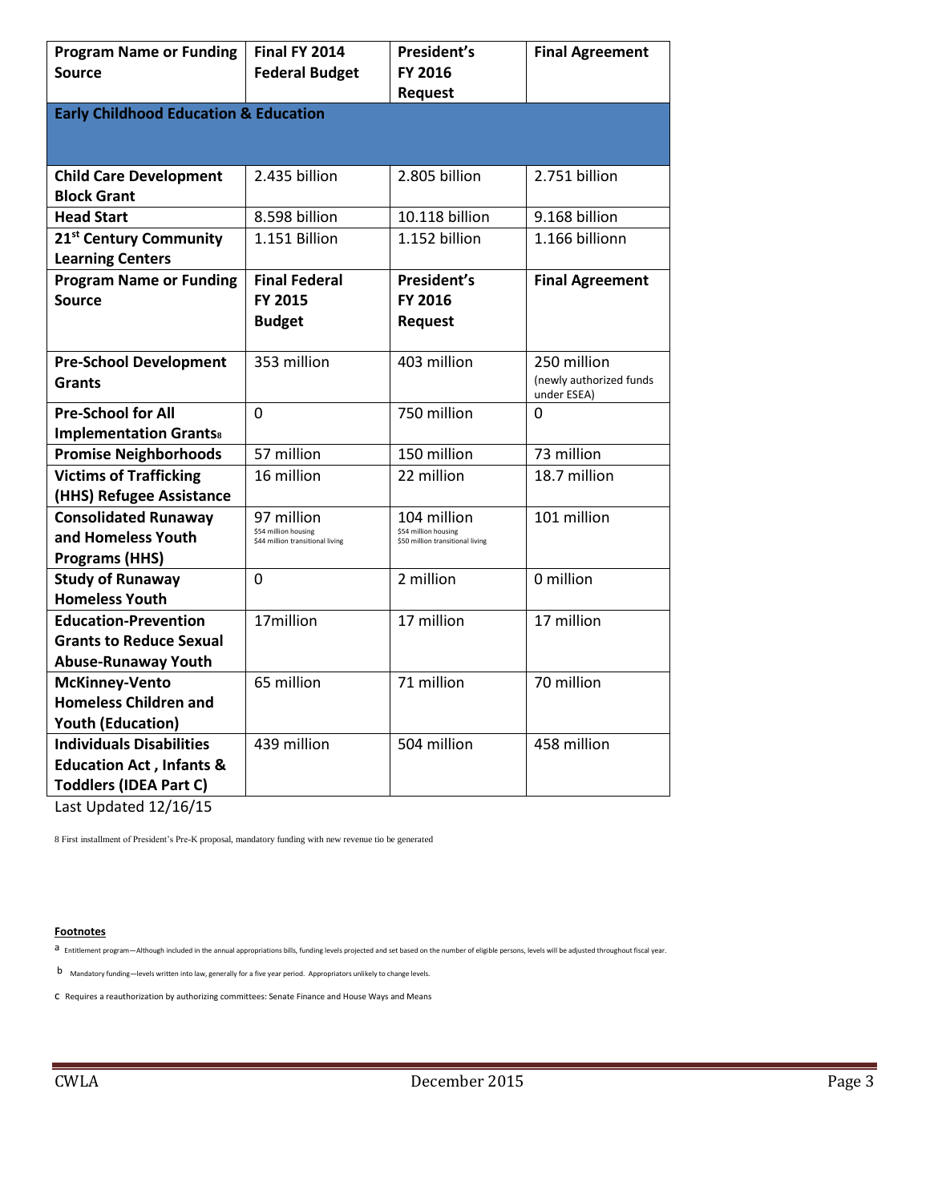| Program Name or Funding Source | Final FY 2014 Federal Budget | President's FY 2016 Request | Final Agreement |
|---|---|---|---|
| **Early Childhood Education & Education** | | | |
| **Child Care Development Block Grant** | 2.435 billion | 2.805 billion | 2.751 billion |
| **Head Start** | 8.598 billion | 10.118 billion | 9.168 billion |
| **21st Century Community Learning Centers** | 1.151 Billion | 1.152 billion | 1.166 billionn |
| **Program Name or Funding Source** | **Final Federal FY 2015 Budget** | **President's FY 2016 Request** | **Final Agreement** |
| **Pre-School Development Grants** | 353 million | 403 million | 250 million (newly authorized funds under ESEA) |
| **Pre-School for All Implementation Grants**[8] | 0 | 750 million | 0 |
| **Promise Neighborhoods** | 57 million | 150 million | 73 million |
| **Victims of Trafficking (HHS) Refugee Assistance** | 16 million | 22 million | 18.7 million |
| **Consolidated Runaway and Homeless Youth Programs (HHS)** | 97 million $54 million housing $44 million transitional living | 104 million $54 million housing $50 million transitional living | 101 million |
| **Study of Runaway Homeless Youth** | 0 | 2 million | 0 million |
| **Education-Prevention Grants to Reduce Sexual Abuse-Runaway Youth** | 17million | 17 million | 17 million |
| **McKinney-Vento Homeless Children and Youth (Education)** | 65 million | 71 million | 70 million |
| **Individuals Disabilities Education Act , Infants & Toddlers (IDEA Part C)** | 439 million | 504 million | 458 million |

Last Updated 12/16/15

8 First installment of President's Pre-K proposal, mandatory funding with new revenue tio be generated

**Footnotes**

a Entitlement program—Although included in the annual appropriations bills, funding levels projected and set based on the number of eligible persons, levels will be adjusted throughout fiscal year.

b Mandatory funding—levels written into law, generally for a five year period. Appropriators unlikely to change levels.

c Requires a reauthorization by authorizing committees: Senate Finance and House Ways and Means